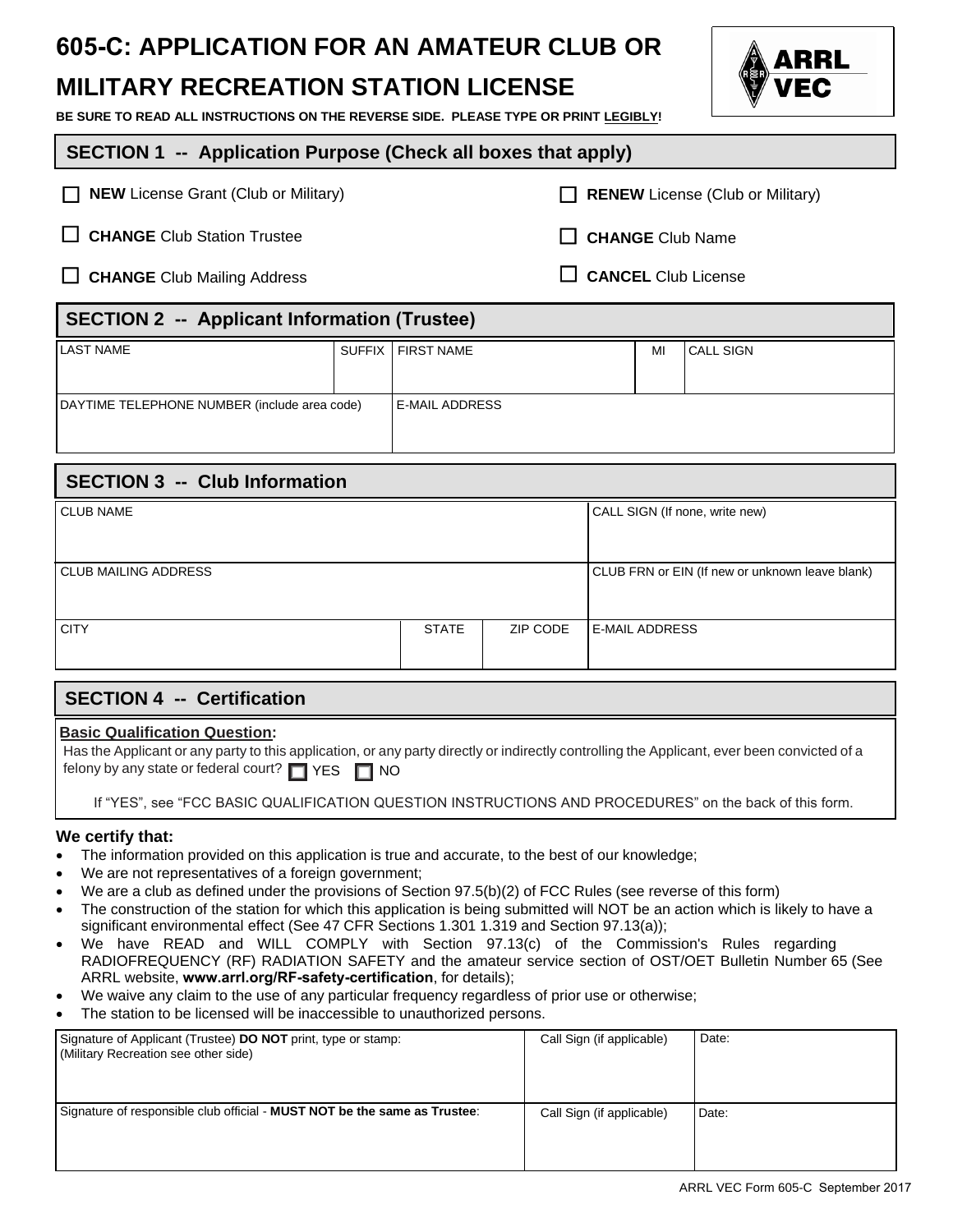# 605-C: APPLICATION FOR AN AMATEUR CLUB OR MILITARY RECREATION STATION LICENSE

**BE SURE TO READ ALL INSTRUCTIONS ON THE REVERSE SIDE. PLEASE TYPE OR PRINT LEGIBLY!**

ARRL VEC

## SECTION 1 -- Application Purpose (Check all boxes that apply)

- ☐ **NEW** License Grant (Club or Military)
- ☐ **RENEW** License (Club or Military)
- ☐ **CHANGE** Club Station Trustee
- ☐ **CHANGE** Club Name
- ☐ **CHANGE** Club Mailing Address
- ☐ **CANCEL** Club License

## SECTION 2 -- Applicant Information (Trustee)

| LAST NAME | SUFFIX | FIRST NAME | MI | CALL SIGN |
|---|---|---|---|---|
| | | | | |

| DAYTIME TELEPHONE NUMBER (include area code) | E-MAIL ADDRESS |
|---|---|
| | |

## SECTION 3 -- Club Information

| CLUB NAME | CALL SIGN (If none, write new) |
|---|---|
| | |

| CLUB MAILING ADDRESS | CLUB FRN or EIN (If new or unknown leave blank) |
|---|---|
| | |

| CITY | STATE | ZIP CODE | E-MAIL ADDRESS |
|---|---|---|---|
| | | | |

## SECTION 4 -- Certification

**Basic Qualification Question:**

Has the Applicant or any party to this application, or any party directly or indirectly controlling the Applicant, ever been convicted of a felony by any state or federal court? ☐ YES ☐ NO

If "YES", see "FCC BASIC QUALIFICATION QUESTION INSTRUCTIONS AND PROCEDURES" on the back of this form.

**We certify that:**

- The information provided on this application is true and accurate, to the best of our knowledge;
- We are not representatives of a foreign government;
- We are a club as defined under the provisions of Section 97.5(b)(2) of FCC Rules (see reverse of this form)
- The construction of the station for which this application is being submitted will NOT be an action which is likely to have a significant environmental effect (See 47 CFR Sections 1.301 1.319 and Section 97.13(a));
- We have READ and WILL COMPLY with Section 97.13(c) of the Commission's Rules regarding RADIOFREQUENCY (RF) RADIATION SAFETY and the amateur service section of OST/OET Bulletin Number 65 (See ARRL website, **www.arrl.org/RF-safety-certification**, for details);
- We waive any claim to the use of any particular frequency regardless of prior use or otherwise;
- The station to be licensed will be inaccessible to unauthorized persons.

| Signature of Applicant (Trustee) **DO NOT** print, type or stamp: (Military Recreation see other side) | Call Sign (if applicable) | Date: |
|---|---|---|
| | | |
| Signature of responsible club official - **MUST NOT be the same as Trustee**: | Call Sign (if applicable) | Date: |
| | | |

ARRL VEC Form 605-C September 2017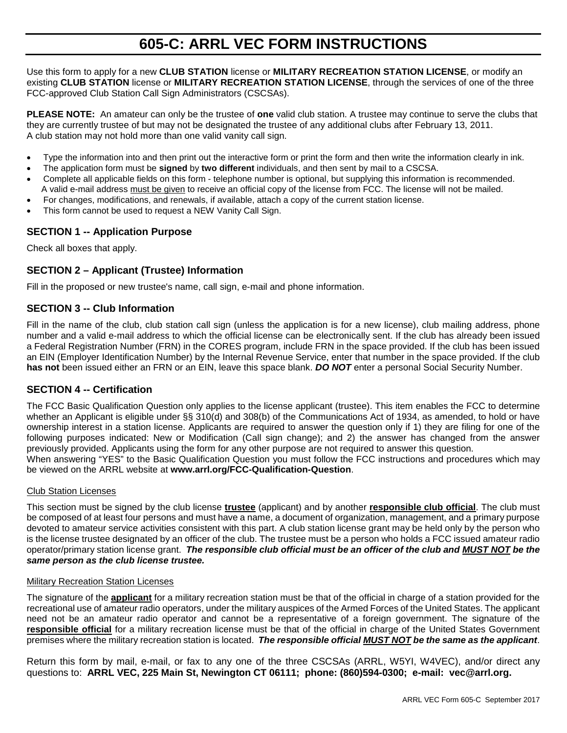# 605-C: ARRL VEC FORM INSTRUCTIONS

Use this form to apply for a new **CLUB STATION** license or **MILITARY RECREATION STATION LICENSE**, or modify an existing **CLUB STATION** license or **MILITARY RECREATION STATION LICENSE**, through the services of one of the three FCC-approved Club Station Call Sign Administrators (CSCSAs).

**PLEASE NOTE:** An amateur can only be the trustee of **one** valid club station. A trustee may continue to serve the clubs that they are currently trustee of but may not be designated the trustee of any additional clubs after February 13, 2011. A club station may not hold more than one valid vanity call sign.

- Type the information into and then print out the interactive form or print the form and then write the information clearly in ink.
- The application form must be **signed** by **two different** individuals, and then sent by mail to a CSCSA.
- Complete all applicable fields on this form - telephone number is optional, but supplying this information is recommended. A valid e-mail address must be given to receive an official copy of the license from FCC. The license will not be mailed.
- For changes, modifications, and renewals, if available, attach a copy of the current station license.
- This form cannot be used to request a NEW Vanity Call Sign.

## SECTION 1 -- Application Purpose

Check all boxes that apply.

## SECTION 2 – Applicant (Trustee) Information

Fill in the proposed or new trustee's name, call sign, e-mail and phone information.

## SECTION 3 -- Club Information

Fill in the name of the club, club station call sign (unless the application is for a new license), club mailing address, phone number and a valid e-mail address to which the official license can be electronically sent. If the club has already been issued a Federal Registration Number (FRN) in the CORES program, include FRN in the space provided. If the club has been issued an EIN (Employer Identification Number) by the Internal Revenue Service, enter that number in the space provided. If the club **has not** been issued either an FRN or an EIN, leave this space blank. ***DO NOT*** enter a personal Social Security Number.

## SECTION 4 -- Certification

The FCC Basic Qualification Question only applies to the license applicant (trustee). This item enables the FCC to determine whether an Applicant is eligible under §§ 310(d) and 308(b) of the Communications Act of 1934, as amended, to hold or have ownership interest in a station license. Applicants are required to answer the question only if 1) they are filing for one of the following purposes indicated: New or Modification (Call sign change); and 2) the answer has changed from the answer previously provided. Applicants using the form for any other purpose are not required to answer this question.
When answering "YES" to the Basic Qualification Question you must follow the FCC instructions and procedures which may be viewed on the ARRL website at **www.arrl.org/FCC-Qualification-Question**.

### Club Station Licenses

This section must be signed by the club license **trustee** (applicant) and by another **responsible club official**. The club must be composed of at least four persons and must have a name, a document of organization, management, and a primary purpose devoted to amateur service activities consistent with this part. A club station license grant may be held only by the person who is the license trustee designated by an officer of the club. The trustee must be a person who holds a FCC issued amateur radio operator/primary station license grant. ***The responsible club official must be an officer of the club and MUST NOT be the same person as the club license trustee.***

### Military Recreation Station Licenses

The signature of the **applicant** for a military recreation station must be that of the official in charge of a station provided for the recreational use of amateur radio operators, under the military auspices of the Armed Forces of the United States. The applicant need not be an amateur radio operator and cannot be a representative of a foreign government. The signature of the **responsible official** for a military recreation license must be that of the official in charge of the United States Government premises where the military recreation station is located. ***The responsible official MUST NOT be the same as the applicant***.

Return this form by mail, e-mail, or fax to any one of the three CSCSAs (ARRL, W5YI, W4VEC), and/or direct any questions to: **ARRL VEC, 225 Main St, Newington CT 06111; phone: (860)594-0300; e-mail: vec@arrl.org.**

ARRL VEC Form 605-C September 2017